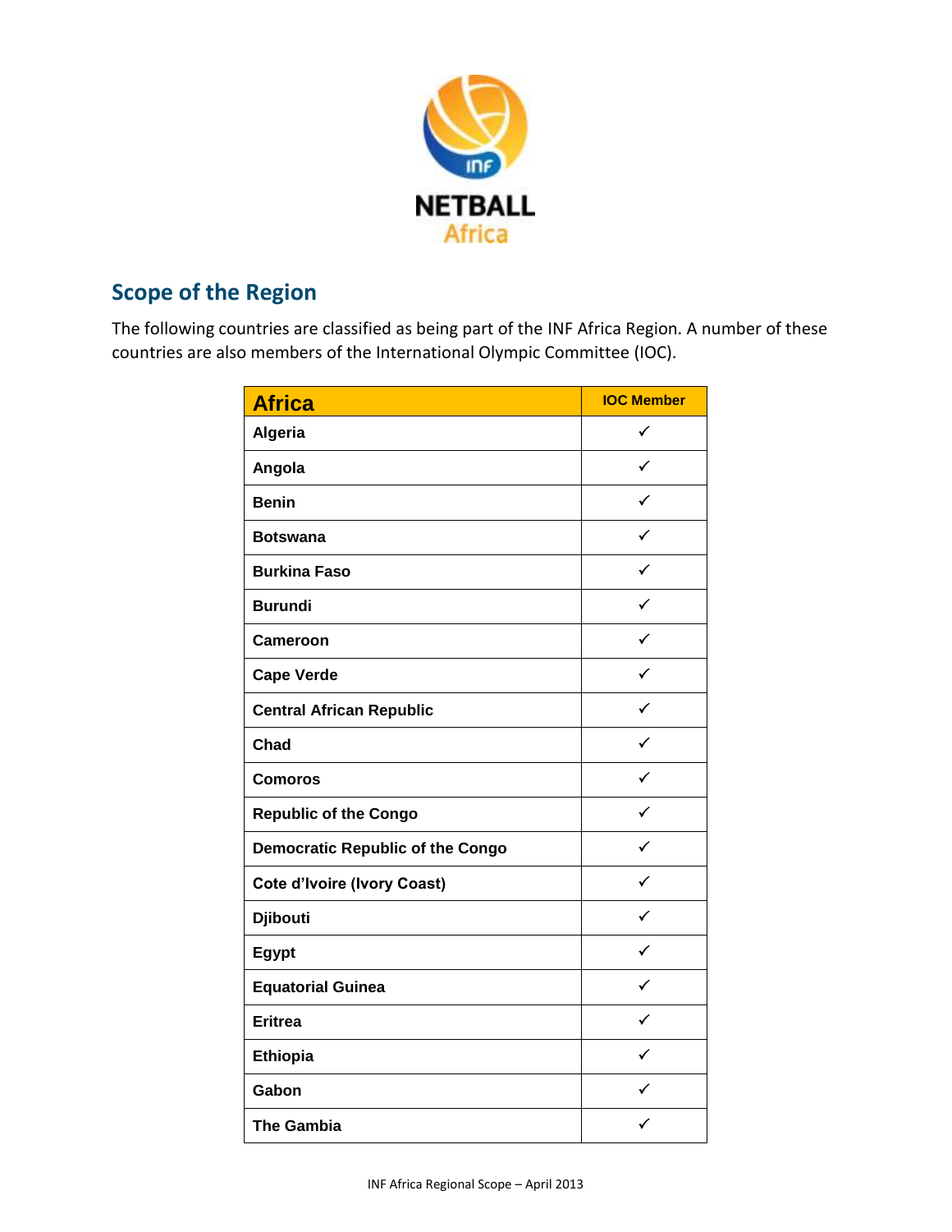NETBALL Africa

## Scope of the Region

The following countries are classified as being part of the INF Africa Region. A number of these countries are also members of the International Olympic Committee (IOC).

| Africa | IOC Member |
|---|---|
| Algeria | ✓ |
| Angola | ✓ |
| Benin | ✓ |
| Botswana | ✓ |
| Burkina Faso | ✓ |
| Burundi | ✓ |
| Cameroon | ✓ |
| Cape Verde | ✓ |
| Central African Republic | ✓ |
| Chad | ✓ |
| Comoros | ✓ |
| Republic of the Congo | ✓ |
| Democratic Republic of the Congo | ✓ |
| Cote d'Ivoire (Ivory Coast) | ✓ |
| Djibouti | ✓ |
| Egypt | ✓ |
| Equatorial Guinea | ✓ |
| Eritrea | ✓ |
| Ethiopia | ✓ |
| Gabon | ✓ |
| The Gambia | ✓ |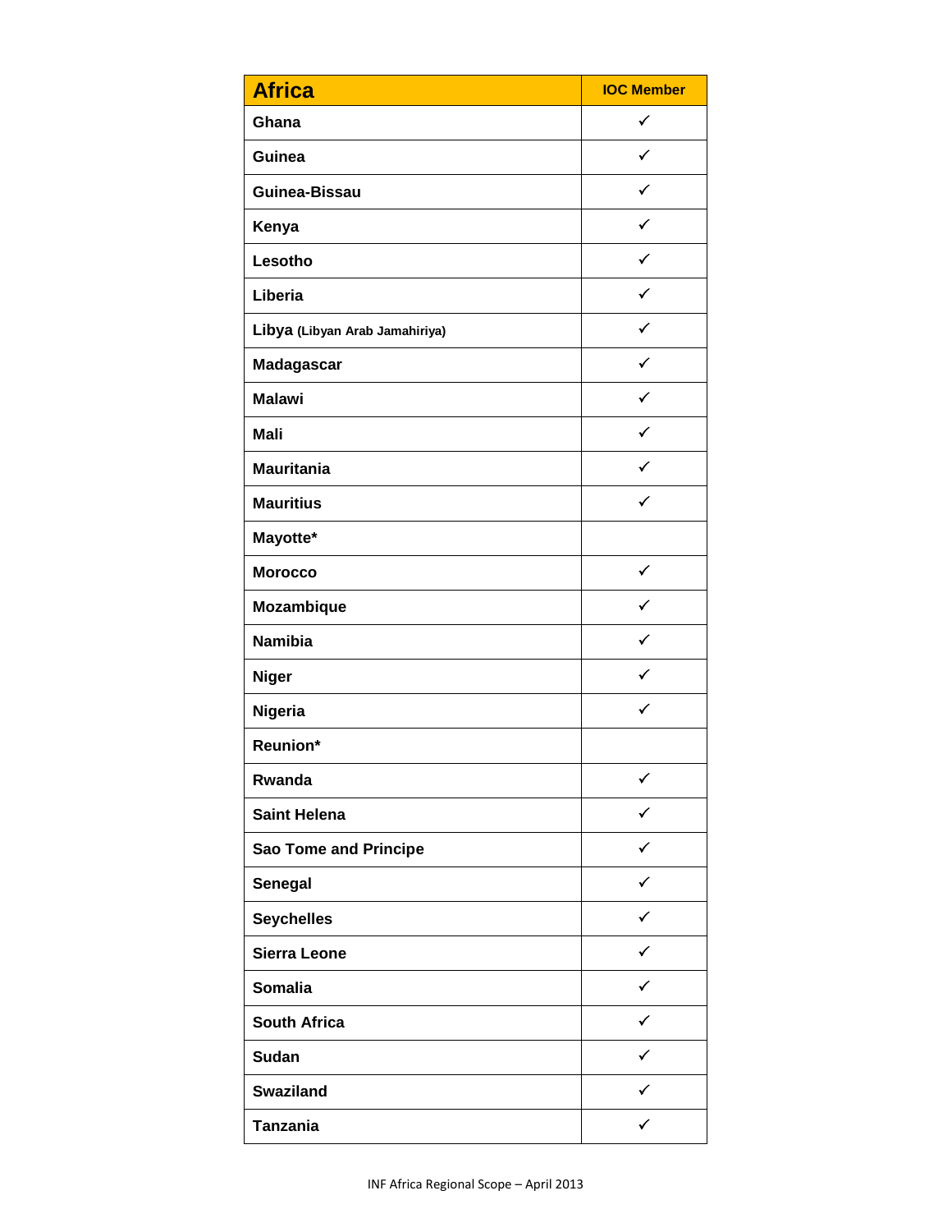| Africa | IOC Member |
| --- | --- |
| Ghana | ✓ |
| Guinea | ✓ |
| Guinea-Bissau | ✓ |
| Kenya | ✓ |
| Lesotho | ✓ |
| Liberia | ✓ |
| Libya (Libyan Arab Jamahiriya) | ✓ |
| Madagascar | ✓ |
| Malawi | ✓ |
| Mali | ✓ |
| Mauritania | ✓ |
| Mauritius | ✓ |
| Mayotte* | |
| Morocco | ✓ |
| Mozambique | ✓ |
| Namibia | ✓ |
| Niger | ✓ |
| Nigeria | ✓ |
| Reunion* | |
| Rwanda | ✓ |
| Saint Helena | ✓ |
| Sao Tome and Principe | ✓ |
| Senegal | ✓ |
| Seychelles | ✓ |
| Sierra Leone | ✓ |
| Somalia | ✓ |
| South Africa | ✓ |
| Sudan | ✓ |
| Swaziland | ✓ |
| Tanzania | ✓ |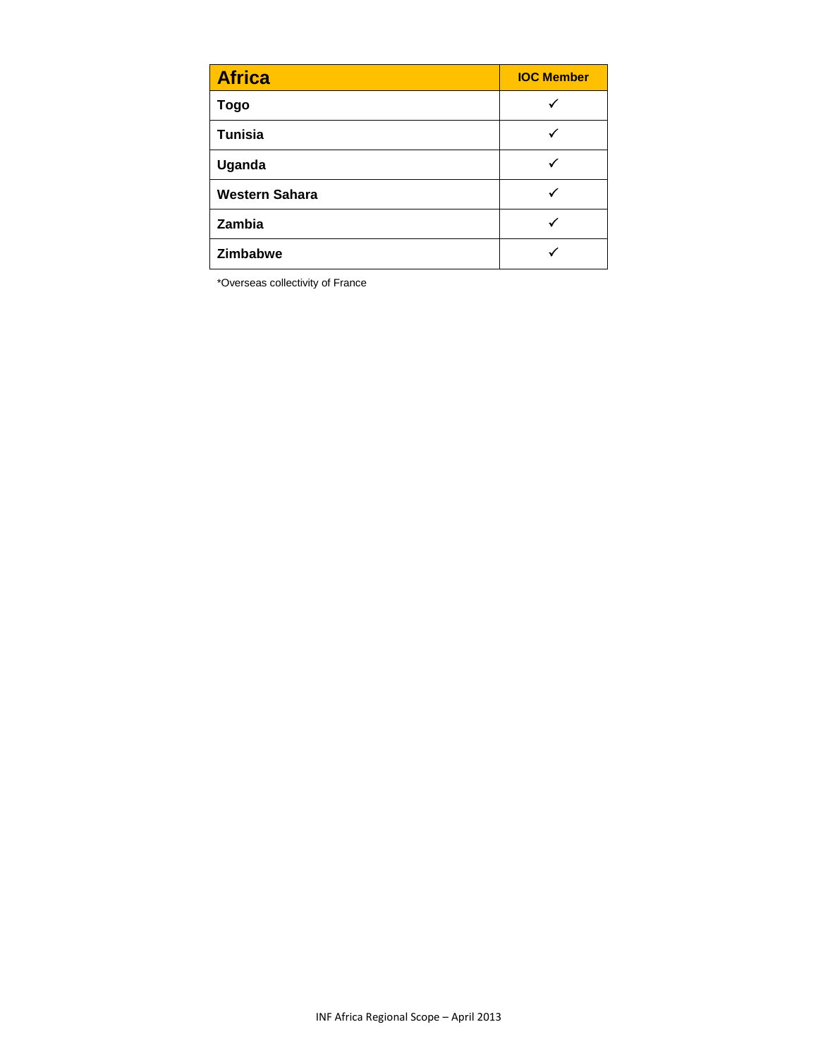| Africa | IOC Member |
|---|---|
| **Togo** | ✓ |
| **Tunisia** | ✓ |
| **Uganda** | ✓ |
| **Western Sahara** | ✓ |
| **Zambia** | ✓ |
| **Zimbabwe** | ✓ |

*Overseas collectivity of France